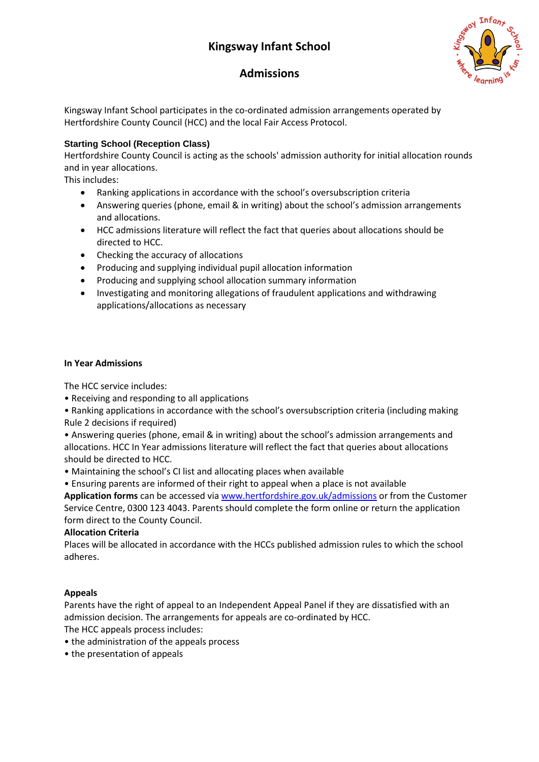# Kingsway Infant School

## Admissions

Kingsway Infant School participates in the co-ordinated admission arrangements operated by Hertfordshire County Council (HCC) and the local Fair Access Protocol.

**Starting School (Reception Class)**

Hertfordshire County Council is acting as the schools' admission authority for initial allocation rounds and in year allocations.

This includes:

- Ranking applications in accordance with the school's oversubscription criteria
- Answering queries (phone, email & in writing) about the school's admission arrangements and allocations.
- HCC admissions literature will reflect the fact that queries about allocations should be directed to HCC.
- Checking the accuracy of allocations
- Producing and supplying individual pupil allocation information
- Producing and supplying school allocation summary information
- Investigating and monitoring allegations of fraudulent applications and withdrawing applications/allocations as necessary

**In Year Admissions**

The HCC service includes:

- Receiving and responding to all applications
- Ranking applications in accordance with the school's oversubscription criteria (including making Rule 2 decisions if required)
- Answering queries (phone, email & in writing) about the school's admission arrangements and allocations. HCC In Year admissions literature will reflect the fact that queries about allocations should be directed to HCC.
- Maintaining the school's CI list and allocating places when available
- Ensuring parents are informed of their right to appeal when a place is not available

**Application forms** can be accessed via www.hertfordshire.gov.uk/admissions or from the Customer Service Centre, 0300 123 4043. Parents should complete the form online or return the application form direct to the County Council.

**Allocation Criteria**

Places will be allocated in accordance with the HCCs published admission rules to which the school adheres.

**Appeals**

Parents have the right of appeal to an Independent Appeal Panel if they are dissatisfied with an admission decision. The arrangements for appeals are co-ordinated by HCC.

The HCC appeals process includes:

- the administration of the appeals process
- the presentation of appeals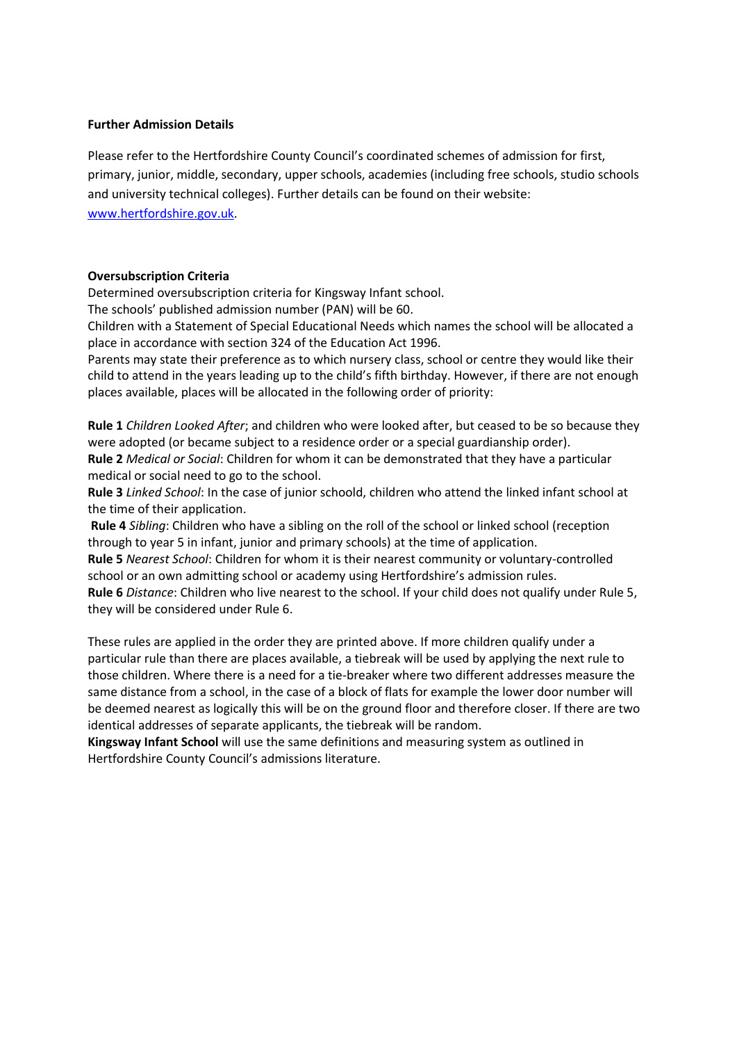**Further Admission Details**

Please refer to the Hertfordshire County Council's coordinated schemes of admission for first, primary, junior, middle, secondary, upper schools, academies (including free schools, studio schools and university technical colleges). Further details can be found on their website: [www.hertfordshire.gov.uk](http://www.hertfordshire.gov.uk).

**Oversubscription Criteria**

Determined oversubscription criteria for Kingsway Infant school.
The schools' published admission number (PAN) will be 60.
Children with a Statement of Special Educational Needs which names the school will be allocated a place in accordance with section 324 of the Education Act 1996.
Parents may state their preference as to which nursery class, school or centre they would like their child to attend in the years leading up to the child's fifth birthday. However, if there are not enough places available, places will be allocated in the following order of priority:

**Rule 1** *Children Looked After*; and children who were looked after, but ceased to be so because they were adopted (or became subject to a residence order or a special guardianship order).
**Rule 2** *Medical or Social*: Children for whom it can be demonstrated that they have a particular medical or social need to go to the school.
**Rule 3** *Linked School*: In the case of junior schoold, children who attend the linked infant school at the time of their application.
**Rule 4** *Sibling*: Children who have a sibling on the roll of the school or linked school (reception through to year 5 in infant, junior and primary schools) at the time of application.
**Rule 5** *Nearest School*: Children for whom it is their nearest community or voluntary-controlled school or an own admitting school or academy using Hertfordshire's admission rules.
**Rule 6** *Distance*: Children who live nearest to the school. If your child does not qualify under Rule 5, they will be considered under Rule 6.

These rules are applied in the order they are printed above. If more children qualify under a particular rule than there are places available, a tiebreak will be used by applying the next rule to those children. Where there is a need for a tie-breaker where two different addresses measure the same distance from a school, in the case of a block of flats for example the lower door number will be deemed nearest as logically this will be on the ground floor and therefore closer. If there are two identical addresses of separate applicants, the tiebreak will be random.
**Kingsway Infant School** will use the same definitions and measuring system as outlined in Hertfordshire County Council's admissions literature.